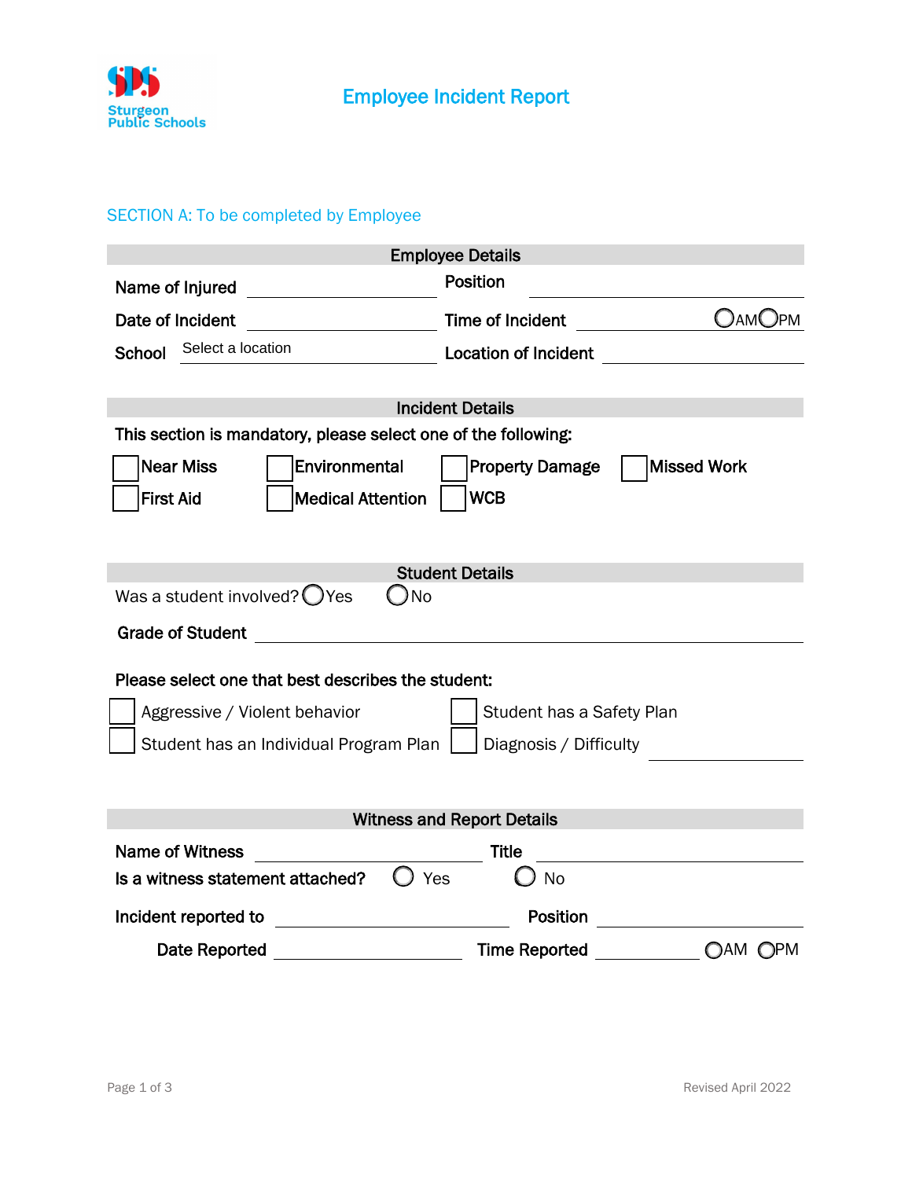Sturgeon Public Schools

# Employee Incident Report

## SECTION A: To be completed by Employee

### Employee Details

Name of Injured \_\_\_\_\_\_\_\_\_\_\_\_\_\_\_\_ Position \_\_\_\_\_\_\_\_\_\_\_\_\_\_\_\_

Date of Incident \_\_\_\_\_\_\_\_\_\_\_\_\_\_\_\_ Time of Incident \_\_\_\_\_\_\_\_\_\_\_\_\_\_\_\_ ○AM ○PM

School Select a location Location of Incident \_\_\_\_\_\_\_\_\_\_\_\_\_\_\_\_

### Incident Details

**This section is mandatory, please select one of the following:**

- ☐ Near Miss
- ☐ Environmental
- ☐ Property Damage
- ☐ Missed Work
- ☐ First Aid
- ☐ Medical Attention
- ☐ WCB

### Student Details

Was a student involved? ○Yes ○No

Grade of Student \_\_\_\_\_\_\_\_\_\_\_\_\_\_\_\_

**Please select one that best describes the student:**

- ☐ Aggressive / Violent behavior
- ☐ Student has a Safety Plan
- ☐ Student has an Individual Program Plan
- ☐ Diagnosis / Difficulty \_\_\_\_\_\_\_\_\_\_\_\_\_\_\_\_

### Witness and Report Details

Name of Witness \_\_\_\_\_\_\_\_\_\_\_\_\_\_\_\_ Title \_\_\_\_\_\_\_\_\_\_\_\_\_\_\_\_

Is a witness statement attached? ○ Yes ○ No

Incident reported to \_\_\_\_\_\_\_\_\_\_\_\_\_\_\_\_ Position \_\_\_\_\_\_\_\_\_\_\_\_\_\_\_\_

Date Reported \_\_\_\_\_\_\_\_\_\_\_\_\_\_\_\_ Time Reported \_\_\_\_\_\_\_\_\_\_\_\_\_\_\_\_ ○AM ○PM

Revised April 2022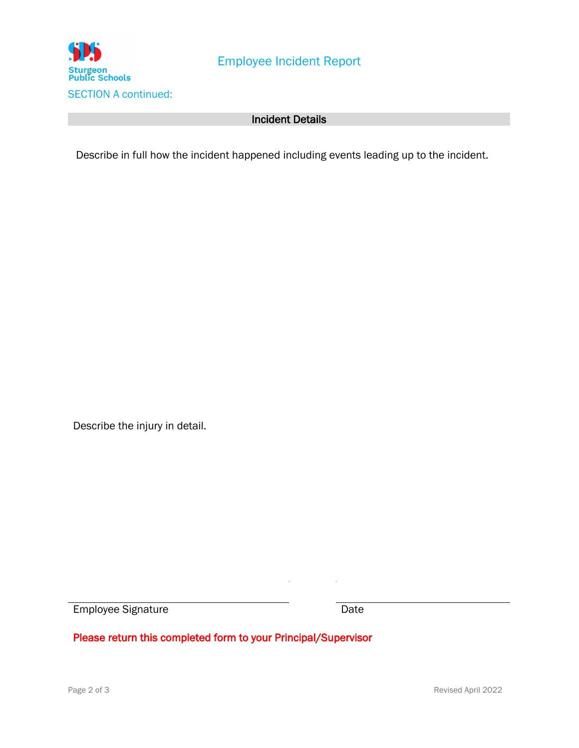# Employee Incident Report

SECTION A continued:

## Incident Details

Describe in full how the incident happened including events leading up to the incident.

Describe the injury in detail.

\_\_\_\_\_\_\_\_\_\_\_\_\_\_\_\_\_\_\_\_\_\_\_\_\_\_\_\_\_\_\_\_\_\_\_\_\_\_\_\_ \_\_\_\_\_\_\_\_\_\_\_\_\_\_\_\_\_\_\_\_\_\_\_\_\_\_\_\_\_\_\_\_\_\_

Employee Signature Date

**Please return this completed form to your Principal/Supervisor**

Revised April 2022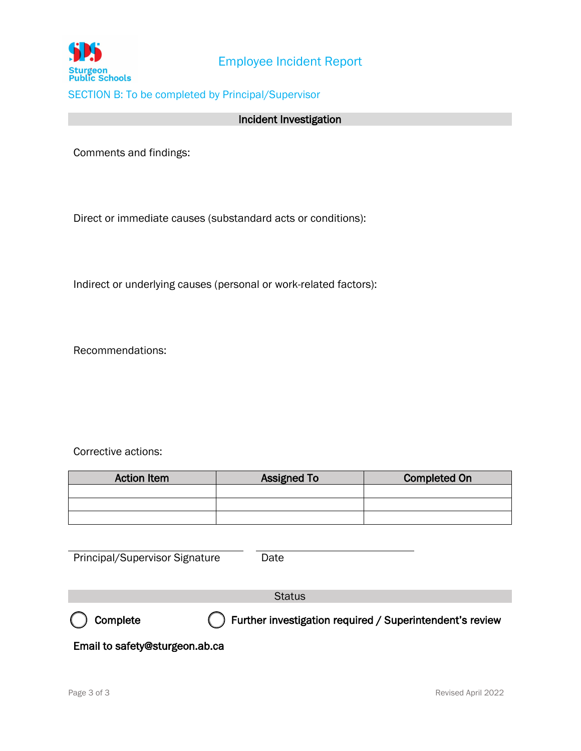Sturgeon Public Schools

# Employee Incident Report

## SECTION B: To be completed by Principal/Supervisor

### Incident Investigation

Comments and findings:

Direct or immediate causes (substandard acts or conditions):

Indirect or underlying causes (personal or work-related factors):

Recommendations:

Corrective actions:

| Action Item | Assigned To | Completed On |
| --- | --- | --- |
| | | |
| | | |
| | | |

Principal/Supervisor Signature

Date

### Status

◯ **Complete** ◯ **Further investigation required / Superintendent's review**

**Email to safety@sturgeon.ab.ca**

Revised April 2022